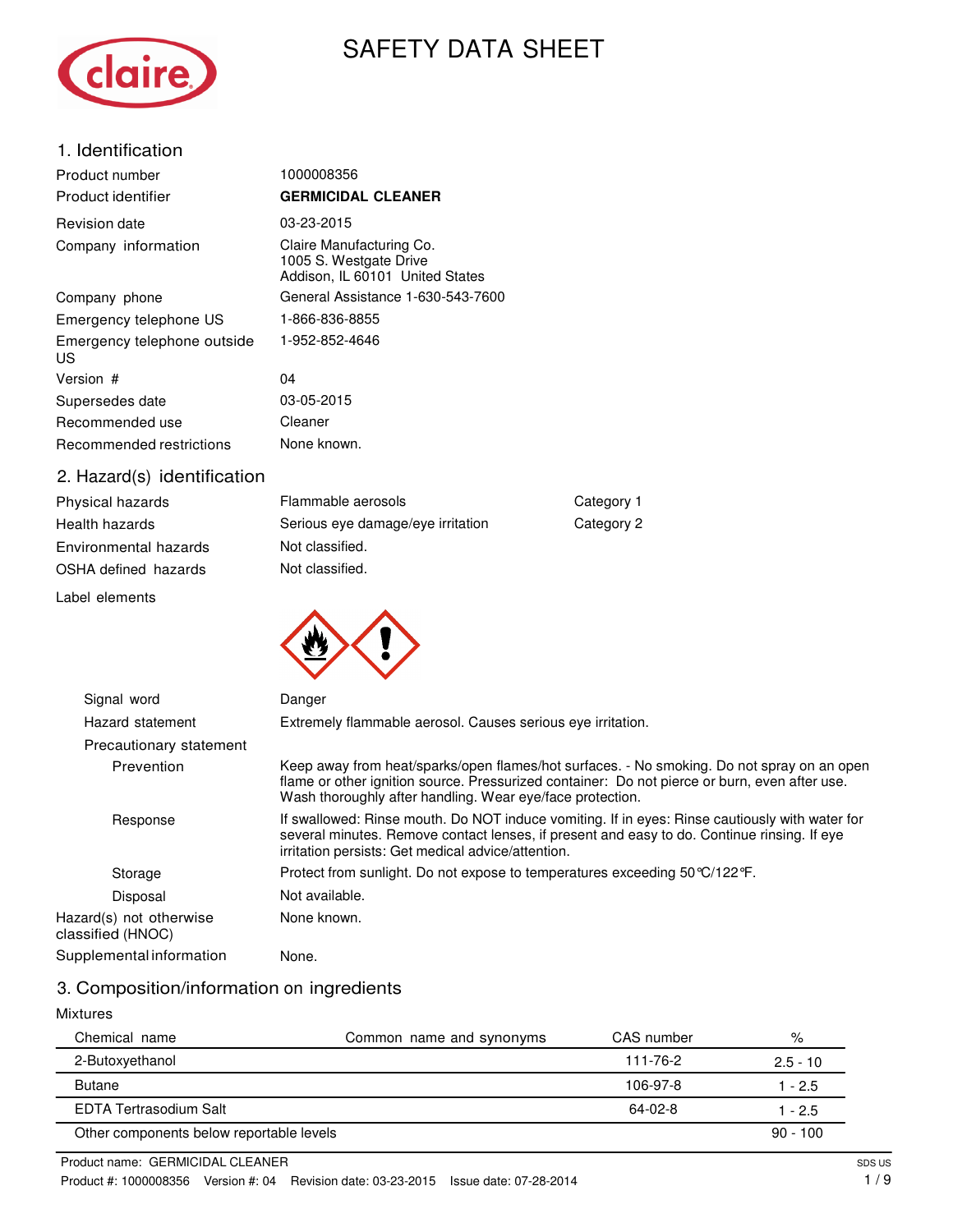# SAFETY DATA SHEET

## 1. Identification

| | |
|---|---|
| Product number | 1000008356 |
| Product identifier | **GERMICIDAL CLEANER** |
| Revision date | 03-23-2015 |
| Company information | Claire Manufacturing Co.<br>1005 S. Westgate Drive<br>Addison, IL 60101 United States |
| Company phone | General Assistance 1-630-543-7600 |
| Emergency telephone US | 1-866-836-8855 |
| Emergency telephone outside US | 1-952-852-4646 |
| Version # | 04 |
| Supersedes date | 03-05-2015 |
| Recommended use | Cleaner |
| Recommended restrictions | None known. |

## 2. Hazard(s) identification

| | | |
|---|---|---|
| Physical hazards | Flammable aerosols | Category 1 |
| Health hazards | Serious eye damage/eye irritation | Category 2 |
| Environmental hazards | Not classified. | |
| OSHA defined hazards | Not classified. | |

**Label elements**

**Signal word:** Danger

**Hazard statement:** Extremely flammable aerosol. Causes serious eye irritation.

**Precautionary statement**

**Prevention:** Keep away from heat/sparks/open flames/hot surfaces. - No smoking. Do not spray on an open flame or other ignition source. Pressurized container: Do not pierce or burn, even after use. Wash thoroughly after handling. Wear eye/face protection.

**Response:** If swallowed: Rinse mouth. Do NOT induce vomiting. If in eyes: Rinse cautiously with water for several minutes. Remove contact lenses, if present and easy to do. Continue rinsing. If eye irritation persists: Get medical advice/attention.

**Storage:** Protect from sunlight. Do not expose to temperatures exceeding 50°C/122°F.

**Disposal:** Not available.

**Hazard(s) not otherwise classified (HNOC):** None known.

**Supplemental information:** None.

## 3. Composition/information on ingredients

Mixtures

| Chemical name | Common name and synonyms | CAS number | % |
|---|---|---|---|
| 2-Butoxyethanol | | 111-76-2 | 2.5 - 10 |
| Butane | | 106-97-8 | 1 - 2.5 |
| EDTA Tertrasodium Salt | | 64-02-8 | 1 - 2.5 |
| Other components below reportable levels | | | 90 - 100 |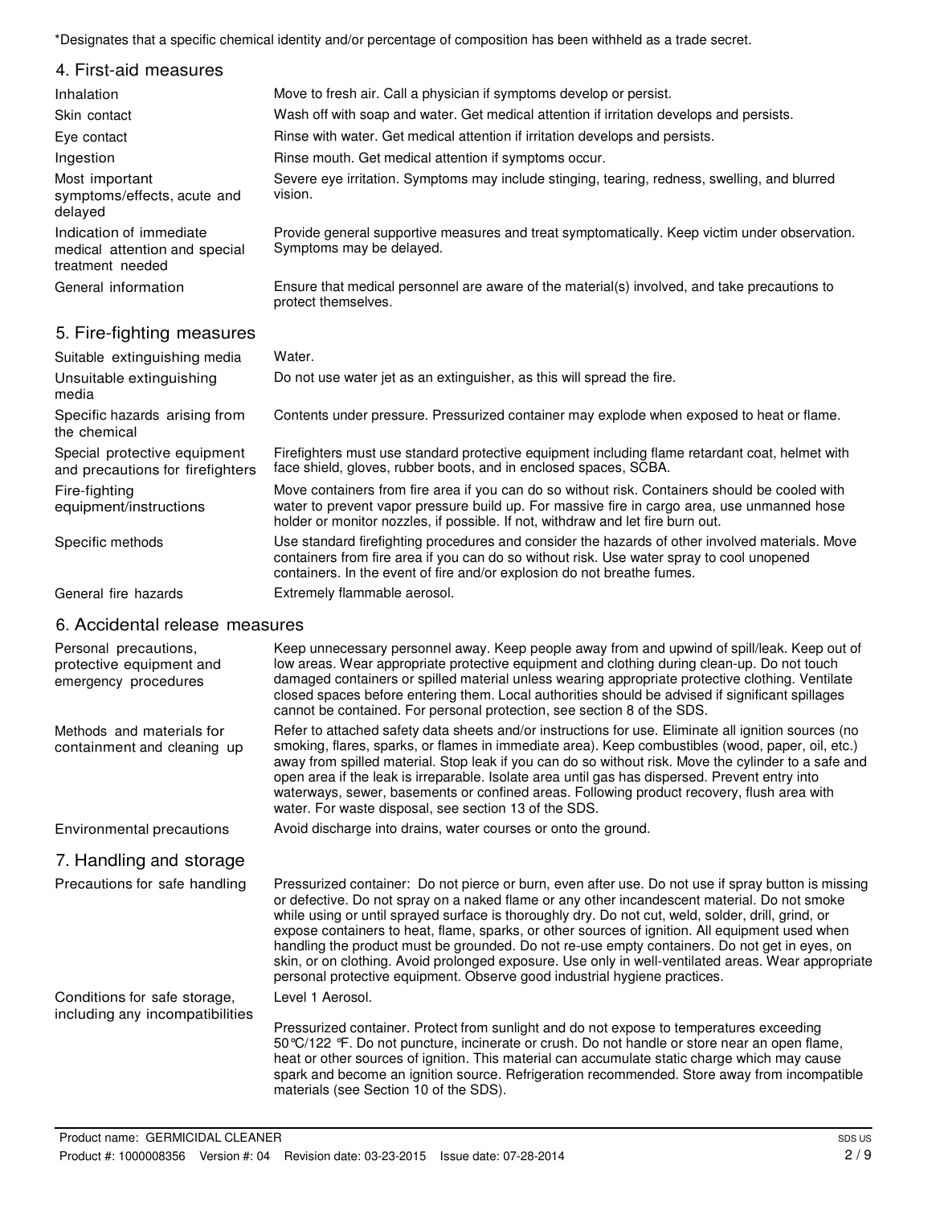*Designates that a specific chemical identity and/or percentage of composition has been withheld as a trade secret.

## 4. First-aid measures

| | |
|---|---|
| Inhalation | Move to fresh air. Call a physician if symptoms develop or persist. |
| Skin contact | Wash off with soap and water. Get medical attention if irritation develops and persists. |
| Eye contact | Rinse with water. Get medical attention if irritation develops and persists. |
| Ingestion | Rinse mouth. Get medical attention if symptoms occur. |
| Most important symptoms/effects, acute and delayed | Severe eye irritation. Symptoms may include stinging, tearing, redness, swelling, and blurred vision. |
| Indication of immediate medical attention and special treatment needed | Provide general supportive measures and treat symptomatically. Keep victim under observation. Symptoms may be delayed. |
| General information | Ensure that medical personnel are aware of the material(s) involved, and take precautions to protect themselves. |

## 5. Fire-fighting measures

| | |
|---|---|
| Suitable extinguishing media | Water. |
| Unsuitable extinguishing media | Do not use water jet as an extinguisher, as this will spread the fire. |
| Specific hazards arising from the chemical | Contents under pressure. Pressurized container may explode when exposed to heat or flame. |
| Special protective equipment and precautions for firefighters | Firefighters must use standard protective equipment including flame retardant coat, helmet with face shield, gloves, rubber boots, and in enclosed spaces, SCBA. |
| Fire-fighting equipment/instructions | Move containers from fire area if you can do so without risk. Containers should be cooled with water to prevent vapor pressure build up. For massive fire in cargo area, use unmanned hose holder or monitor nozzles, if possible. If not, withdraw and let fire burn out. |
| Specific methods | Use standard firefighting procedures and consider the hazards of other involved materials. Move containers from fire area if you can do so without risk. Use water spray to cool unopened containers. In the event of fire and/or explosion do not breathe fumes. |
| General fire hazards | Extremely flammable aerosol. |

## 6. Accidental release measures

| | |
|---|---|
| Personal precautions, protective equipment and emergency procedures | Keep unnecessary personnel away. Keep people away from and upwind of spill/leak. Keep out of low areas. Wear appropriate protective equipment and clothing during clean-up. Do not touch damaged containers or spilled material unless wearing appropriate protective clothing. Ventilate closed spaces before entering them. Local authorities should be advised if significant spillages cannot be contained. For personal protection, see section 8 of the SDS. |
| Methods and materials for containment and cleaning up | Refer to attached safety data sheets and/or instructions for use. Eliminate all ignition sources (no smoking, flares, sparks, or flames in immediate area). Keep combustibles (wood, paper, oil, etc.) away from spilled material. Stop leak if you can do so without risk. Move the cylinder to a safe and open area if the leak is irreparable. Isolate area until gas has dispersed. Prevent entry into waterways, sewer, basements or confined areas. Following product recovery, flush area with water. For waste disposal, see section 13 of the SDS. |
| Environmental precautions | Avoid discharge into drains, water courses or onto the ground. |

## 7. Handling and storage

| | |
|---|---|
| Precautions for safe handling | Pressurized container: Do not pierce or burn, even after use. Do not use if spray button is missing or defective. Do not spray on a naked flame or any other incandescent material. Do not smoke while using or until sprayed surface is thoroughly dry. Do not cut, weld, solder, drill, grind, or expose containers to heat, flame, sparks, or other sources of ignition. All equipment used when handling the product must be grounded. Do not re-use empty containers. Do not get in eyes, on skin, or on clothing. Avoid prolonged exposure. Use only in well-ventilated areas. Wear appropriate personal protective equipment. Observe good industrial hygiene practices. |
| Conditions for safe storage, including any incompatibilities | Level 1 Aerosol.<br><br>Pressurized container. Protect from sunlight and do not expose to temperatures exceeding 50°C/122 °F. Do not puncture, incinerate or crush. Do not handle or store near an open flame, heat or other sources of ignition. This material can accumulate static charge which may cause spark and become an ignition source. Refrigeration recommended. Store away from incompatible materials (see Section 10 of the SDS). |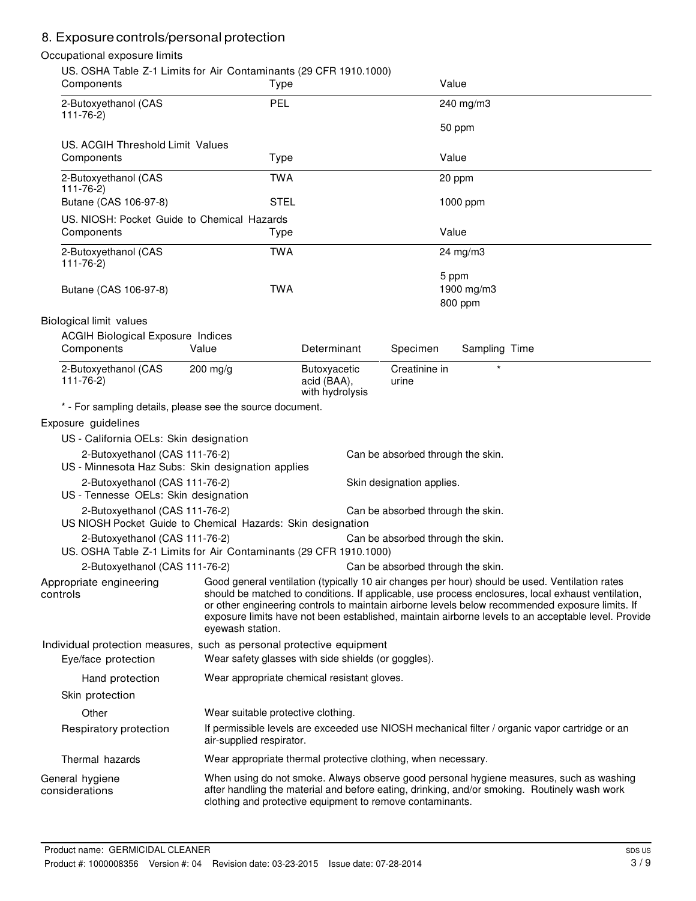## 8. Exposure controls/personal protection

### Occupational exposure limits

US. OSHA Table Z-1 Limits for Air Contaminants (29 CFR 1910.1000)

| Components | Type | Value |
|---|---|---|
| 2-Butoxyethanol (CAS 111-76-2) | PEL | 240 mg/m3 |
| | | 50 ppm |

US. ACGIH Threshold Limit Values

| Components | Type | Value |
|---|---|---|
| 2-Butoxyethanol (CAS 111-76-2) | TWA | 20 ppm |
| Butane (CAS 106-97-8) | STEL | 1000 ppm |

US. NIOSH: Pocket Guide to Chemical Hazards

| Components | Type | Value |
|---|---|---|
| 2-Butoxyethanol (CAS 111-76-2) | TWA | 24 mg/m3 |
| | | 5 ppm |
| Butane (CAS 106-97-8) | TWA | 1900 mg/m3 |
| | | 800 ppm |

### Biological limit values

ACGIH Biological Exposure Indices

| Components | Value | Determinant | Specimen | Sampling Time |
|---|---|---|---|---|
| 2-Butoxyethanol (CAS 111-76-2) | 200 mg/g | Butoxyacetic acid (BAA), with hydrolysis | Creatinine in urine | * |

\* - For sampling details, please see the source document.

### Exposure guidelines

US - California OELs: Skin designation

| | |
|---|---|
| 2-Butoxyethanol (CAS 111-76-2) | Can be absorbed through the skin. |

US - Minnesota Haz Subs: Skin designation applies

| | |
|---|---|
| 2-Butoxyethanol (CAS 111-76-2) | Skin designation applies. |

US - Tennesse OELs: Skin designation

| | |
|---|---|
| 2-Butoxyethanol (CAS 111-76-2) | Can be absorbed through the skin. |

US NIOSH Pocket Guide to Chemical Hazards: Skin designation

| | |
|---|---|
| 2-Butoxyethanol (CAS 111-76-2) | Can be absorbed through the skin. |

US. OSHA Table Z-1 Limits for Air Contaminants (29 CFR 1910.1000)

| | |
|---|---|
| 2-Butoxyethanol (CAS 111-76-2) | Can be absorbed through the skin. |

**Appropriate engineering controls:** Good general ventilation (typically 10 air changes per hour) should be used. Ventilation rates should be matched to conditions. If applicable, use process enclosures, local exhaust ventilation, or other engineering controls to maintain airborne levels below recommended exposure limits. If exposure limits have not been established, maintain airborne levels to an acceptable level. Provide eyewash station.

### Individual protection measures, such as personal protective equipment

**Eye/face protection:** Wear safety glasses with side shields (or goggles).

**Hand protection:** Wear appropriate chemical resistant gloves.

**Skin protection**

**Other:** Wear suitable protective clothing.

**Respiratory protection:** If permissible levels are exceeded use NIOSH mechanical filter / organic vapor cartridge or an air-supplied respirator.

**Thermal hazards:** Wear appropriate thermal protective clothing, when necessary.

**General hygiene considerations:** When using do not smoke. Always observe good personal hygiene measures, such as washing after handling the material and before eating, drinking, and/or smoking. Routinely wash work clothing and protective equipment to remove contaminants.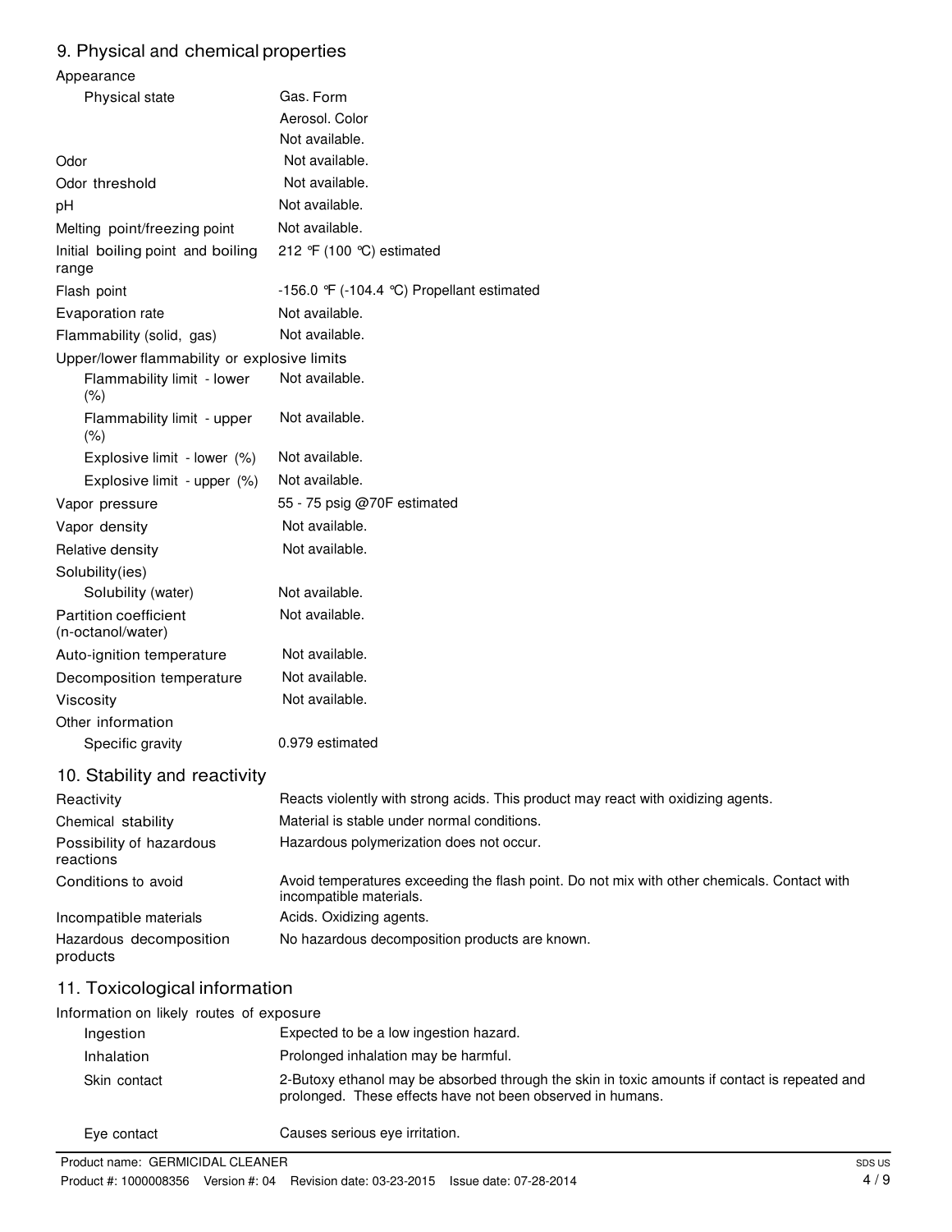## 9. Physical and chemical properties

| | |
|---|---|
| **Appearance** | |
| Physical state | Gas. Form |
| | Aerosol. Color |
| | Not available. |
| Odor | Not available. |
| Odor threshold | Not available. |
| pH | Not available. |
| Melting point/freezing point | Not available. |
| Initial boiling point and boiling range | 212 °F (100 °C) estimated |
| Flash point | -156.0 °F (-104.4 °C) Propellant estimated |
| Evaporation rate | Not available. |
| Flammability (solid, gas) | Not available. |
| **Upper/lower flammability or explosive limits** | |
| Flammability limit - lower (%) | Not available. |
| Flammability limit - upper (%) | Not available. |
| Explosive limit - lower (%) | Not available. |
| Explosive limit - upper (%) | Not available. |
| Vapor pressure | 55 - 75 psig @70F estimated |
| Vapor density | Not available. |
| Relative density | Not available. |
| **Solubility(ies)** | |
| Solubility (water) | Not available. |
| Partition coefficient (n-octanol/water) | Not available. |
| Auto-ignition temperature | Not available. |
| Decomposition temperature | Not available. |
| Viscosity | Not available. |
| **Other information** | |
| Specific gravity | 0.979 estimated |

## 10. Stability and reactivity

| | |
|---|---|
| Reactivity | Reacts violently with strong acids. This product may react with oxidizing agents. |
| Chemical stability | Material is stable under normal conditions. |
| Possibility of hazardous reactions | Hazardous polymerization does not occur. |
| Conditions to avoid | Avoid temperatures exceeding the flash point. Do not mix with other chemicals. Contact with incompatible materials. |
| Incompatible materials | Acids. Oxidizing agents. |
| Hazardous decomposition products | No hazardous decomposition products are known. |

## 11. Toxicological information

| | |
|---|---|
| **Information on likely routes of exposure** | |
| Ingestion | Expected to be a low ingestion hazard. |
| Inhalation | Prolonged inhalation may be harmful. |
| Skin contact | 2-Butoxy ethanol may be absorbed through the skin in toxic amounts if contact is repeated and prolonged. These effects have not been observed in humans. |
| Eye contact | Causes serious eye irritation. |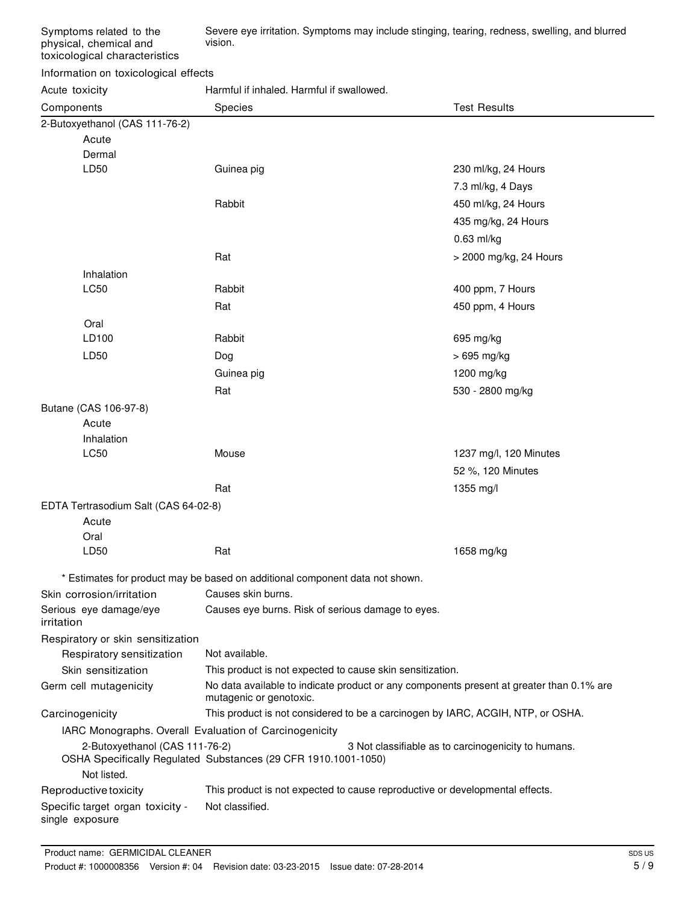| | |
|---|---|
| Symptoms related to the physical, chemical and toxicological characteristics | Severe eye irritation. Symptoms may include stinging, tearing, redness, swelling, and blurred vision. |

**Information on toxicological effects**

| | |
|---|---|
| Acute toxicity | Harmful if inhaled. Harmful if swallowed. |

| Components | Species | Test Results |
|---|---|---|
| 2-Butoxyethanol (CAS 111-76-2) | | |
| Acute | | |
| Dermal | | |
| LD50 | Guinea pig | 230 ml/kg, 24 Hours |
| | | 7.3 ml/kg, 4 Days |
| | Rabbit | 450 ml/kg, 24 Hours |
| | | 435 mg/kg, 24 Hours |
| | | 0.63 ml/kg |
| | Rat | > 2000 mg/kg, 24 Hours |
| Inhalation | | |
| LC50 | Rabbit | 400 ppm, 7 Hours |
| | Rat | 450 ppm, 4 Hours |
| Oral | | |
| LD100 | Rabbit | 695 mg/kg |
| LD50 | Dog | > 695 mg/kg |
| | Guinea pig | 1200 mg/kg |
| | Rat | 530 - 2800 mg/kg |
| Butane (CAS 106-97-8) | | |
| Acute | | |
| Inhalation | | |
| LC50 | Mouse | 1237 mg/l, 120 Minutes |
| | | 52 %, 120 Minutes |
| | Rat | 1355 mg/l |
| EDTA Tertrasodium Salt (CAS 64-02-8) | | |
| Acute | | |
| Oral | | |
| LD50 | Rat | 1658 mg/kg |

* Estimates for product may be based on additional component data not shown.

| | |
|---|---|
| Skin corrosion/irritation | Causes skin burns. |
| Serious eye damage/eye irritation | Causes eye burns. Risk of serious damage to eyes. |
| Respiratory or skin sensitization | |
| Respiratory sensitization | Not available. |
| Skin sensitization | This product is not expected to cause skin sensitization. |
| Germ cell mutagenicity | No data available to indicate product or any components present at greater than 0.1% are mutagenic or genotoxic. |
| Carcinogenicity | This product is not considered to be a carcinogen by IARC, ACGIH, NTP, or OSHA. |

IARC Monographs. Overall Evaluation of Carcinogenicity

| | |
|---|---|
| 2-Butoxyethanol (CAS 111-76-2) | 3 Not classifiable as to carcinogenicity to humans. |

OSHA Specifically Regulated Substances (29 CFR 1910.1001-1050)

Not listed.

| | |
|---|---|
| Reproductive toxicity | This product is not expected to cause reproductive or developmental effects. |
| Specific target organ toxicity - single exposure | Not classified. |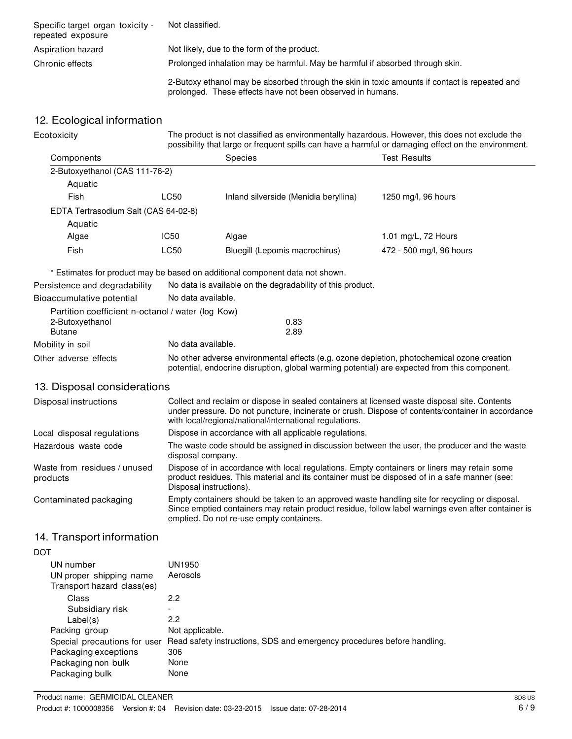| | |
|---|---|
| Specific target organ toxicity - repeated exposure | Not classified. |
| Aspiration hazard | Not likely, due to the form of the product. |
| Chronic effects | Prolonged inhalation may be harmful. May be harmful if absorbed through skin. |
| | 2-Butoxy ethanol may be absorbed through the skin in toxic amounts if contact is repeated and prolonged. These effects have not been observed in humans. |

## 12. Ecological information

**Ecotoxicity** The product is not classified as environmentally hazardous. However, this does not exclude the possibility that large or frequent spills can have a harmful or damaging effect on the environment.

| Components | | Species | Test Results |
|---|---|---|---|
| 2-Butoxyethanol (CAS 111-76-2) | | | |
| Aquatic | | | |
| Fish | LC50 | Inland silverside (Menidia beryllina) | 1250 mg/l, 96 hours |
| EDTA Tetrasodium Salt (CAS 64-02-8) | | | |
| Aquatic | | | |
| Algae | IC50 | Algae | 1.01 mg/L, 72 Hours |
| Fish | LC50 | Bluegill (Lepomis macrochirus) | 472 - 500 mg/l, 96 hours |

* Estimates for product may be based on additional component data not shown.

| | |
|---|---|
| Persistence and degradability | No data is available on the degradability of this product. |
| Bioaccumulative potential | No data available. |

Partition coefficient n-octanol / water (log Kow)

| | |
|---|---|
| 2-Butoxyethanol | 0.83 |
| Butane | 2.89 |

| | |
|---|---|
| Mobility in soil | No data available. |
| Other adverse effects | No other adverse environmental effects (e.g. ozone depletion, photochemical ozone creation potential, endocrine disruption, global warming potential) are expected from this component. |

## 13. Disposal considerations

| | |
|---|---|
| Disposal instructions | Collect and reclaim or dispose in sealed containers at licensed waste disposal site. Contents under pressure. Do not puncture, incinerate or crush. Dispose of contents/container in accordance with local/regional/national/international regulations. |
| Local disposal regulations | Dispose in accordance with all applicable regulations. |
| Hazardous waste code | The waste code should be assigned in discussion between the user, the producer and the waste disposal company. |
| Waste from residues / unused products | Dispose of in accordance with local regulations. Empty containers or liners may retain some product residues. This material and its container must be disposed of in a safe manner (see: Disposal instructions). |
| Contaminated packaging | Empty containers should be taken to an approved waste handling site for recycling or disposal. Since emptied containers may retain product residue, follow label warnings even after container is emptied. Do not re-use empty containers. |

## 14. Transport information

**DOT**

| | |
|---|---|
| UN number | UN1950 |
| UN proper shipping name | Aerosols |
| Transport hazard class(es) | |
| Class | 2.2 |
| Subsidiary risk | - |
| Label(s) | 2.2 |
| Packing group | Not applicable. |
| Special precautions for user | Read safety instructions, SDS and emergency procedures before handling. |
| Packaging exceptions | 306 |
| Packaging non bulk | None |
| Packaging bulk | None |

Product name: GERMICIDAL CLEANER
Product #: 1000008356 Version #: 04 Revision date: 03-23-2015 Issue date: 07-28-2014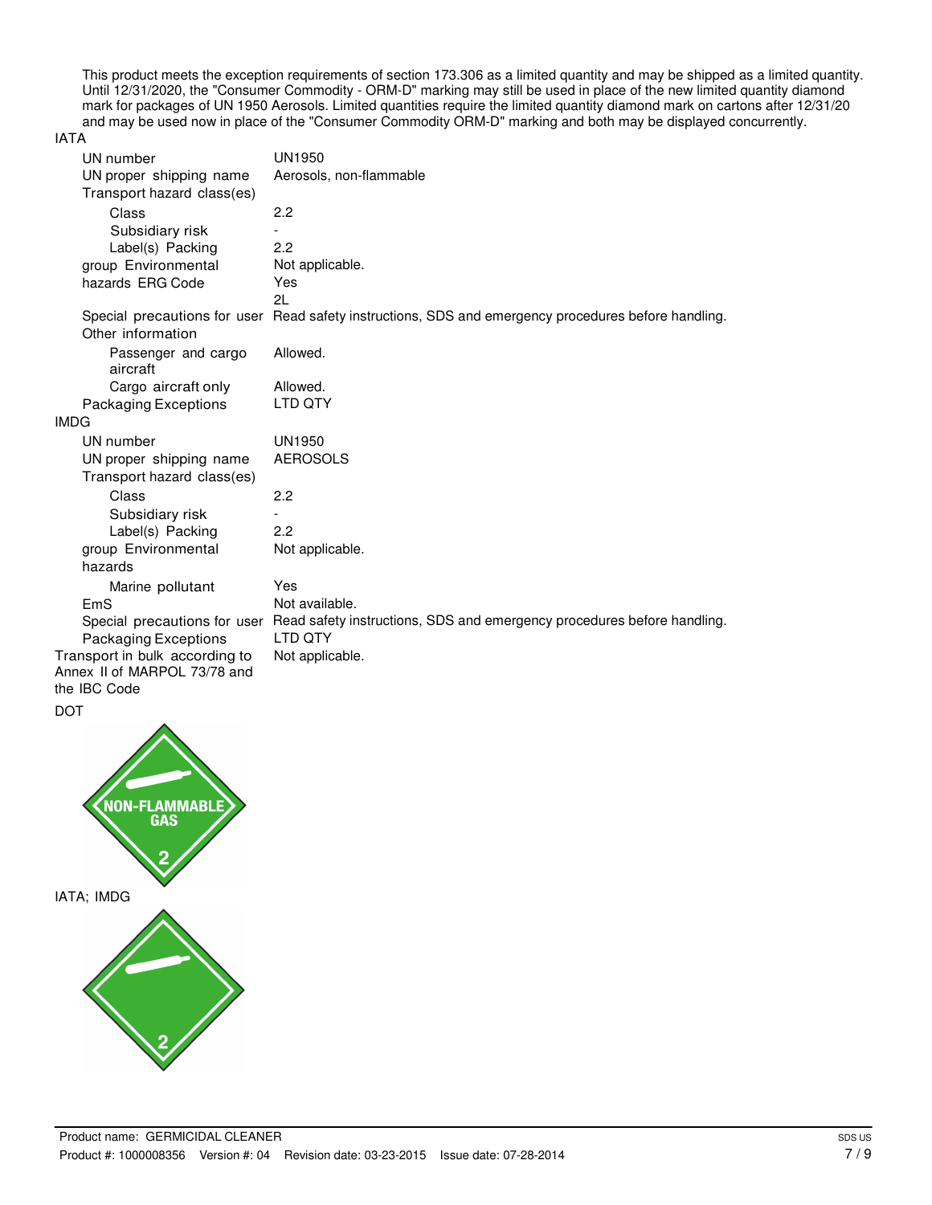This product meets the exception requirements of section 173.306 as a limited quantity and may be shipped as a limited quantity. Until 12/31/2020, the "Consumer Commodity - ORM-D" marking may still be used in place of the new limited quantity diamond mark for packages of UN 1950 Aerosols. Limited quantities require the limited quantity diamond mark on cartons after 12/31/20 and may be used now in place of the "Consumer Commodity ORM-D" marking and both may be displayed concurrently.

**IATA**

| | |
|---|---|
| UN number | UN1950 |
| UN proper shipping name | Aerosols, non-flammable |
| Transport hazard class(es) | |
| Class | 2.2 |
| Subsidiary risk | - |
| Label(s) | 2.2 |
| Packing group | Not applicable. |
| Environmental hazards | Yes |
| ERG Code | 2L |
| Special precautions for user | Read safety instructions, SDS and emergency procedures before handling. |
| Other information | |
| Passenger and cargo aircraft | Allowed. |
| Cargo aircraft only | Allowed. |
| Packaging Exceptions | LTD QTY |

**IMDG**

| | |
|---|---|
| UN number | UN1950 |
| UN proper shipping name | AEROSOLS |
| Transport hazard class(es) | |
| Class | 2.2 |
| Subsidiary risk | - |
| Label(s) | 2.2 |
| Packing group | Not applicable. |
| Environmental hazards | |
| Marine pollutant | Yes |
| EmS | Not available. |
| Special precautions for user | Read safety instructions, SDS and emergency procedures before handling. |
| Packaging Exceptions | LTD QTY |

| | |
|---|---|
| Transport in bulk according to Annex II of MARPOL 73/78 and the IBC Code | Not applicable. |

DOT

IATA; IMDG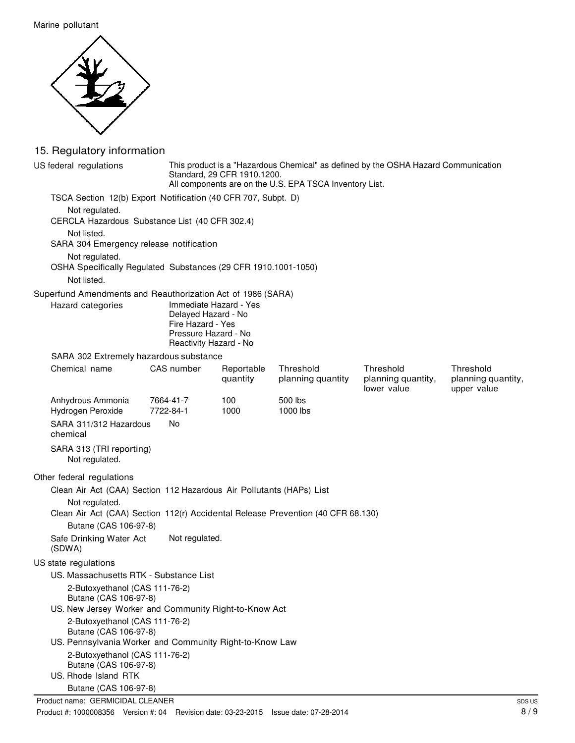Marine pollutant

## 15. Regulatory information

**US federal regulations**

This product is a "Hazardous Chemical" as defined by the OSHA Hazard Communication Standard, 29 CFR 1910.1200.
All components are on the U.S. EPA TSCA Inventory List.

**TSCA Section 12(b) Export Notification (40 CFR 707, Subpt. D)**

Not regulated.

**CERCLA Hazardous Substance List (40 CFR 302.4)**

Not listed.

**SARA 304 Emergency release notification**

Not regulated.

**OSHA Specifically Regulated Substances (29 CFR 1910.1001-1050)**

Not listed.

**Superfund Amendments and Reauthorization Act of 1986 (SARA)**

**Hazard categories**

Immediate Hazard - Yes
Delayed Hazard - No
Fire Hazard - Yes
Pressure Hazard - No
Reactivity Hazard - No

**SARA 302 Extremely hazardous substance**

| Chemical name | CAS number | Reportable quantity | Threshold planning quantity | Threshold planning quantity, lower value | Threshold planning quantity, upper value |
|---|---|---|---|---|---|
| Anhydrous Ammonia | 7664-41-7 | 100 | 500 lbs | | |
| Hydrogen Peroxide | 7722-84-1 | 1000 | 1000 lbs | | |

**SARA 311/312 Hazardous chemical**

No

**SARA 313 (TRI reporting)**

Not regulated.

**Other federal regulations**

**Clean Air Act (CAA) Section 112 Hazardous Air Pollutants (HAPs) List**

Not regulated.

**Clean Air Act (CAA) Section 112(r) Accidental Release Prevention (40 CFR 68.130)**

Butane (CAS 106-97-8)

**Safe Drinking Water Act (SDWA)**

Not regulated.

**US state regulations**

**US. Massachusetts RTK - Substance List**

2-Butoxyethanol (CAS 111-76-2)
Butane (CAS 106-97-8)

**US. New Jersey Worker and Community Right-to-Know Act**

2-Butoxyethanol (CAS 111-76-2)
Butane (CAS 106-97-8)

**US. Pennsylvania Worker and Community Right-to-Know Law**

2-Butoxyethanol (CAS 111-76-2)
Butane (CAS 106-97-8)

**US. Rhode Island RTK**

Butane (CAS 106-97-8)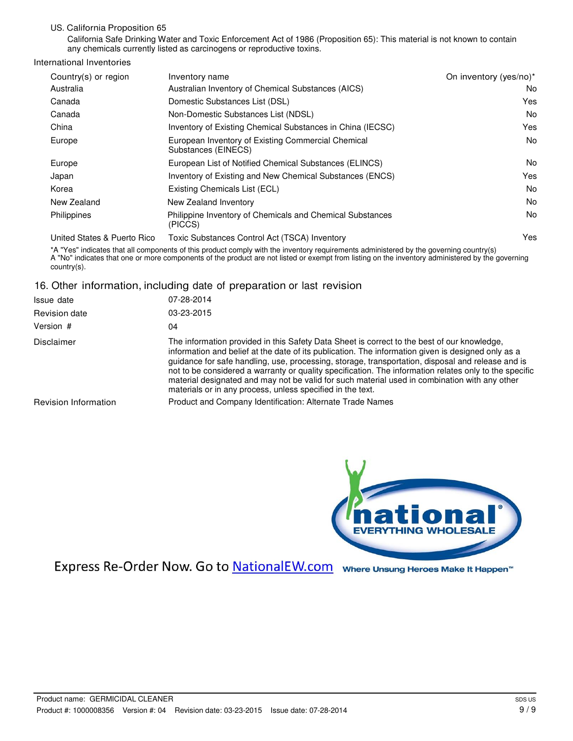US. California Proposition 65

California Safe Drinking Water and Toxic Enforcement Act of 1986 (Proposition 65): This material is not known to contain any chemicals currently listed as carcinogens or reproductive toxins.

International Inventories

| Country(s) or region | Inventory name | On inventory (yes/no)* |
|---|---|---|
| Australia | Australian Inventory of Chemical Substances (AICS) | No |
| Canada | Domestic Substances List (DSL) | Yes |
| Canada | Non-Domestic Substances List (NDSL) | No |
| China | Inventory of Existing Chemical Substances in China (IECSC) | Yes |
| Europe | European Inventory of Existing Commercial Chemical Substances (EINECS) | No |
| Europe | European List of Notified Chemical Substances (ELINCS) | No |
| Japan | Inventory of Existing and New Chemical Substances (ENCS) | Yes |
| Korea | Existing Chemicals List (ECL) | No |
| New Zealand | New Zealand Inventory | No |
| Philippines | Philippine Inventory of Chemicals and Chemical Substances (PICCS) | No |
| United States & Puerto Rico | Toxic Substances Control Act (TSCA) Inventory | Yes |

*A "Yes" indicates that all components of this product comply with the inventory requirements administered by the governing country(s)
A "No" indicates that one or more components of the product are not listed or exempt from listing on the inventory administered by the governing country(s).

## 16. Other information, including date of preparation or last revision

| | |
|---|---|
| Issue date | 07-28-2014 |
| Revision date | 03-23-2015 |
| Version # | 04 |
| Disclaimer | The information provided in this Safety Data Sheet is correct to the best of our knowledge, information and belief at the date of its publication. The information given is designed only as a guidance for safe handling, use, processing, storage, transportation, disposal and release and is not to be considered a warranty or quality specification. The information relates only to the specific material designated and may not be valid for such material used in combination with any other materials or in any process, unless specified in the text. |
| Revision Information | Product and Company Identification: Alternate Trade Names |

national® EVERYTHING WHOLESALE

Express Re-Order Now. Go to NationalEW.com Where Unsung Heroes Make It Happen™

Product name: GERMICIDAL CLEANER
Product #: 1000008356 Version #: 04 Revision date: 03-23-2015 Issue date: 07-28-2014